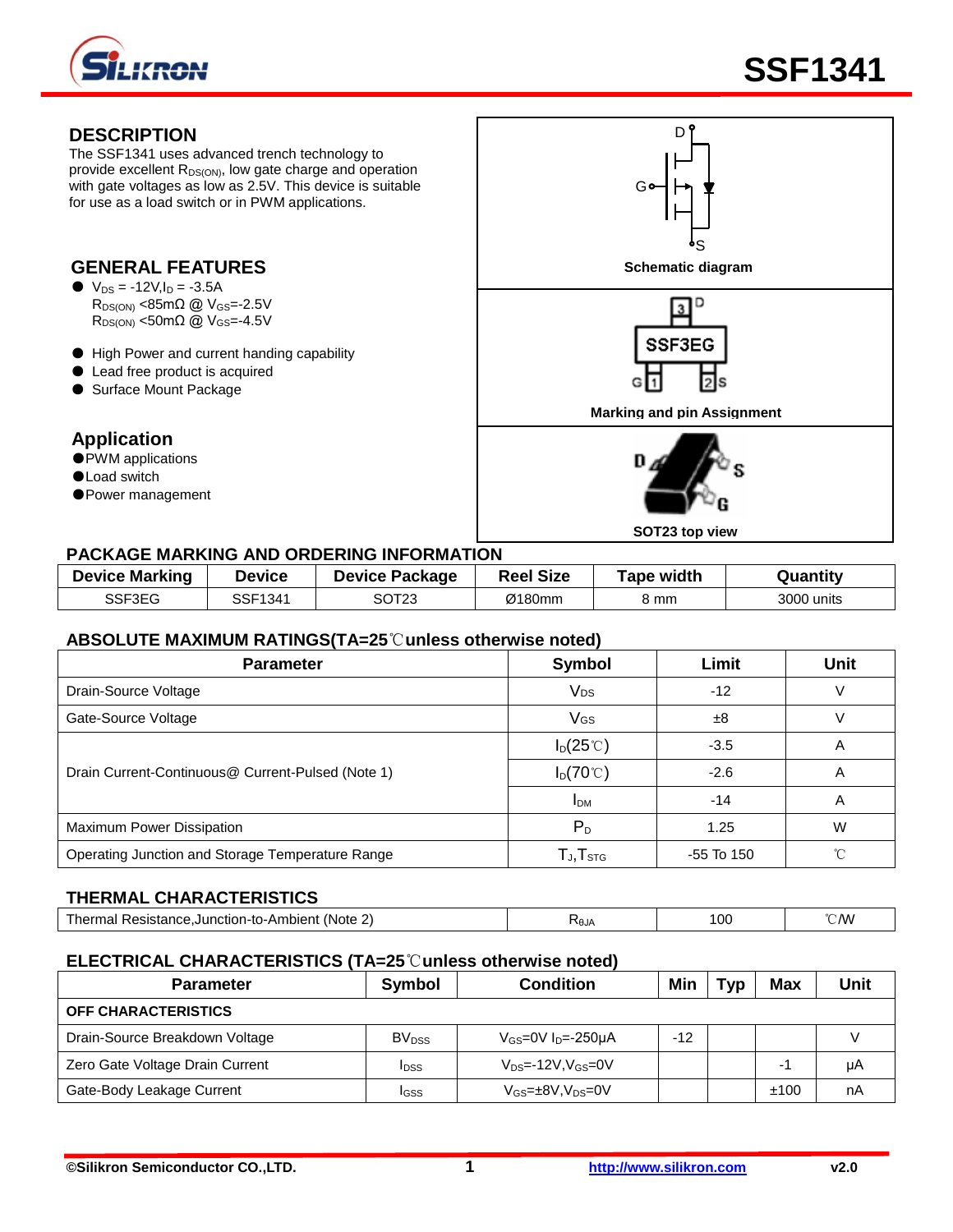# SSF1341

## DESCRIPTION

The SSF1341 uses advanced trench technology to provide excellent $R_{DS(ON)}$, low gate charge and operation with gate voltages as low as 2.5V. This device is suitable for use as a load switch or in PWM applications.

## GENERAL FEATURES

- $V_{DS}$ = -12V, $I_D$ = -3.5A
  $R_{DS(ON)}$ <85mΩ @ $V_{GS}$=-2.5V
  $R_{DS(ON)}$ <50mΩ @ $V_{GS}$=-4.5V
- High Power and current handing capability
- Lead free product is acquired
- Surface Mount Package

## Application

- PWM applications
- Load switch
- Power management

Schematic diagram

Marking and pin Assignment

SOT23 top view

## PACKAGE MARKING AND ORDERING INFORMATION

| Device Marking | Device | Device Package | Reel Size | Tape width | Quantity |
|---|---|---|---|---|---|
| SSF3EG | SSF1341 | SOT23 | Ø180mm | 8 mm | 3000 units |

## ABSOLUTE MAXIMUM RATINGS(TA=25℃unless otherwise noted)

| Parameter | Symbol | Limit | Unit |
|---|---|---|---|
| Drain-Source Voltage | $V_{DS}$ | -12 | V |
| Gate-Source Voltage | $V_{GS}$ | ±8 | V |
| Drain Current-Continuous@ Current-Pulsed (Note 1) | $I_D$(25℃) | -3.5 | A |
| | $I_D$(70℃) | -2.6 | A |
| | $I_{DM}$ | -14 | A |
| Maximum Power Dissipation | $P_D$ | 1.25 | W |
| Operating Junction and Storage Temperature Range | $T_J$,$T_{STG}$ | -55 To 150 | ℃ |

## THERMAL CHARACTERISTICS

| Parameter | Symbol | Limit | Unit |
|---|---|---|---|
| Thermal Resistance,Junction-to-Ambient (Note 2) | $R_{θJA}$ | 100 | ℃/W |

## ELECTRICAL CHARACTERISTICS (TA=25℃unless otherwise noted)

| Parameter | Symbol | Condition | Min | Typ | Max | Unit |
|---|---|---|---|---|---|---|
| **OFF CHARACTERISTICS** | | | | | | |
| Drain-Source Breakdown Voltage | $BV_{DSS}$ | $V_{GS}$=0V $I_D$=-250μA | -12 | | | V |
| Zero Gate Voltage Drain Current | $I_{DSS}$ | $V_{DS}$=-12V,$V_{GS}$=0V | | | -1 | μA |
| Gate-Body Leakage Current | $I_{GSS}$ | $V_{GS}$=±8V,$V_{DS}$=0V | | | ±100 | nA |

©Silikron Semiconductor CO.,LTD. http://www.silikron.com v2.0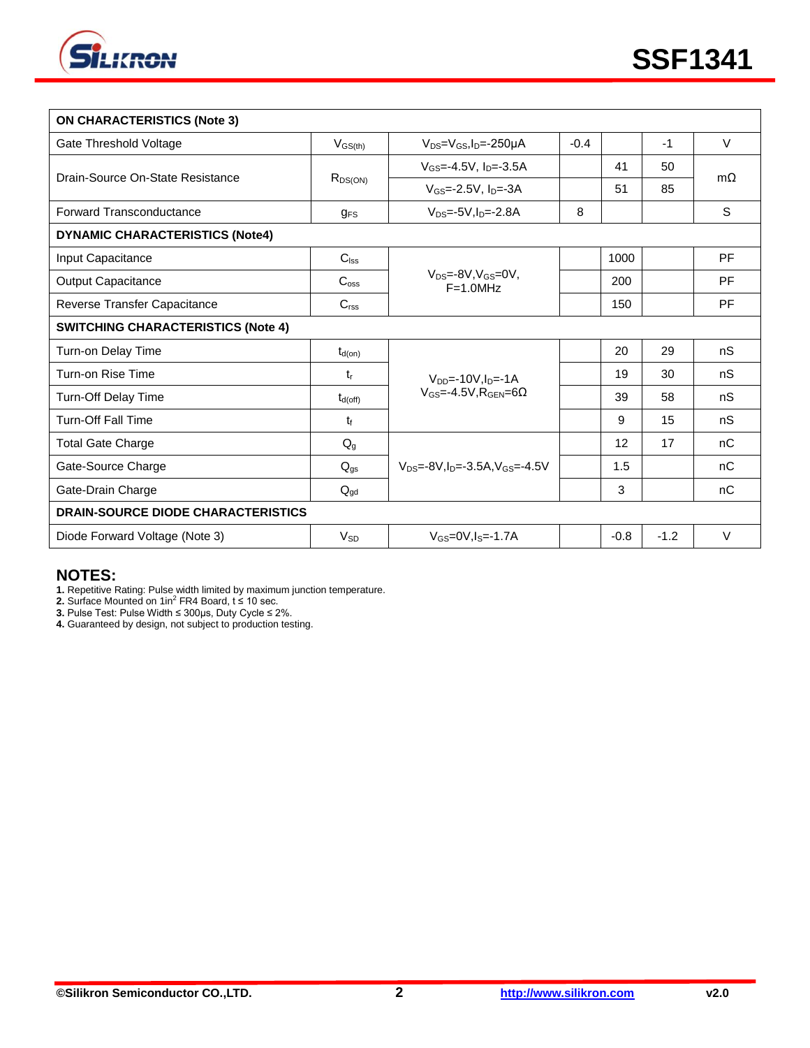| Parameter | Symbol | Condition | Min | Typ | Max | Unit |
|---|---|---|---|---|---|---|
| **ON CHARACTERISTICS (Note 3)** | | | | | | |
| Gate Threshold Voltage | $V_{GS(th)}$ | $V_{DS}$=$V_{GS}$,$I_D$=-250μA | -0.4 | | -1 | V |
| Drain-Source On-State Resistance | $R_{DS(ON)}$ | $V_{GS}$=-4.5V, $I_D$=-3.5A | | 41 | 50 | mΩ |
| | | $V_{GS}$=-2.5V, $I_D$=-3A | | 51 | 85 | |
| Forward Transconductance | $g_{FS}$ | $V_{DS}$=-5V,$I_D$=-2.8A | 8 | | | S |
| **DYNAMIC CHARACTERISTICS (Note4)** | | | | | | |
| Input Capacitance | $C_{iss}$ | $V_{DS}$=-8V,$V_{GS}$=0V, F=1.0MHz | | 1000 | | PF |
| Output Capacitance | $C_{oss}$ | | | 200 | | PF |
| Reverse Transfer Capacitance | $C_{rss}$ | | | 150 | | PF |
| **SWITCHING CHARACTERISTICS (Note 4)** | | | | | | |
| Turn-on Delay Time | $t_{d(on)}$ | $V_{DD}$=-10V,$I_D$=-1A $V_{GS}$=-4.5V,$R_{GEN}$=6Ω | | 20 | 29 | nS |
| Turn-on Rise Time | $t_r$ | | | 19 | 30 | nS |
| Turn-Off Delay Time | $t_{d(off)}$ | | | 39 | 58 | nS |
| Turn-Off Fall Time | $t_f$ | | | 9 | 15 | nS |
| Total Gate Charge | $Q_g$ | $V_{DS}$=-8V,$I_D$=-3.5A,$V_{GS}$=-4.5V | | 12 | 17 | nC |
| Gate-Source Charge | $Q_{gs}$ | | | 1.5 | | nC |
| Gate-Drain Charge | $Q_{gd}$ | | | 3 | | nC |
| **DRAIN-SOURCE DIODE CHARACTERISTICS** | | | | | | |
| Diode Forward Voltage (Note 3) | $V_{SD}$ | $V_{GS}$=0V,$I_S$=-1.7A | | -0.8 | -1.2 | V |

## NOTES:

**1.** Repetitive Rating: Pulse width limited by maximum junction temperature.
**2.** Surface Mounted on 1in$^2$ FR4 Board, t ≤ 10 sec.
**3.** Pulse Test: Pulse Width ≤ 300μs, Duty Cycle ≤ 2%.
**4.** Guaranteed by design, not subject to production testing.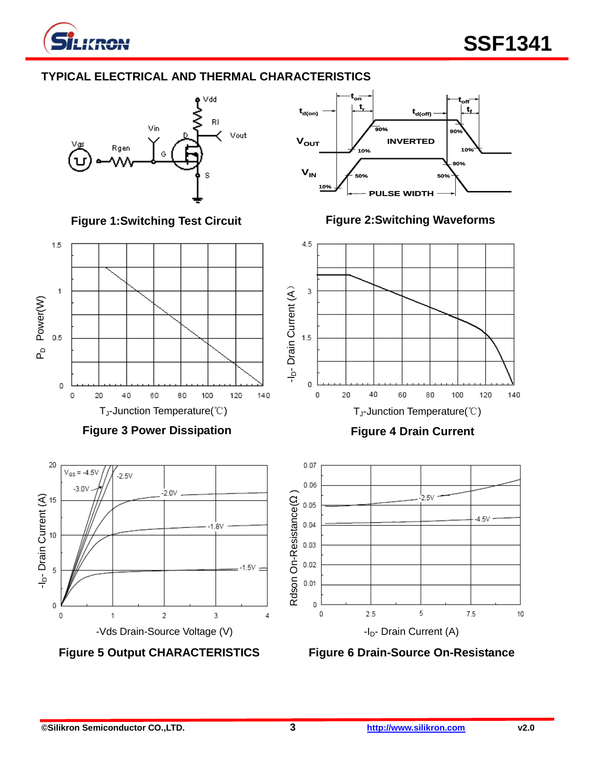## TYPICAL ELECTRICAL AND THERMAL CHARACTERISTICS

Figure 1:Switching Test Circuit

Figure 2:Switching Waveforms

Figure 3 Power Dissipation

Figure 4 Drain Current

Figure 5 Output CHARACTERISTICS

Figure 6 Drain-Source On-Resistance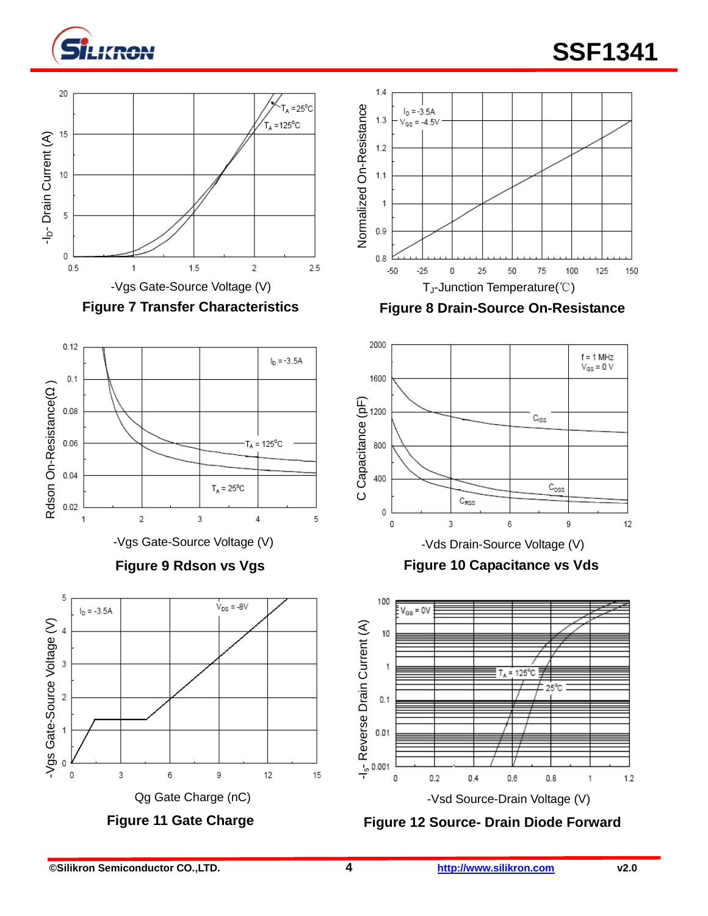Figure 7 Transfer Characteristics

Figure 8 Drain-Source On-Resistance

Figure 9 Rdson vs Vgs

Figure 10 Capacitance vs Vds

Figure 11 Gate Charge

Figure 12 Source- Drain Diode Forward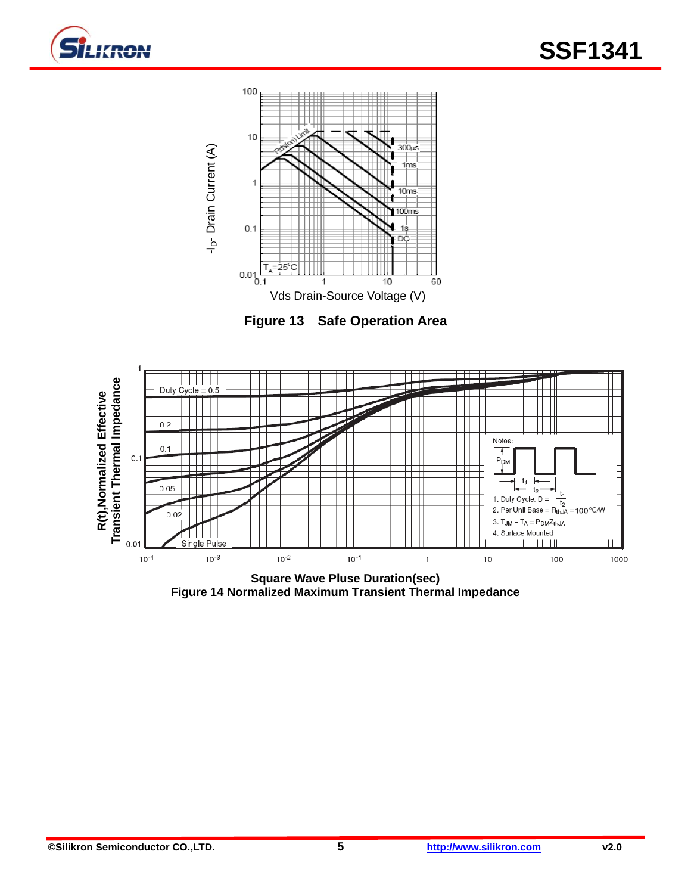**Figure 13 Safe Operation Area**

Square Wave Pluse Duration(sec)

**Figure 14 Normalized Maximum Transient Thermal Impedance**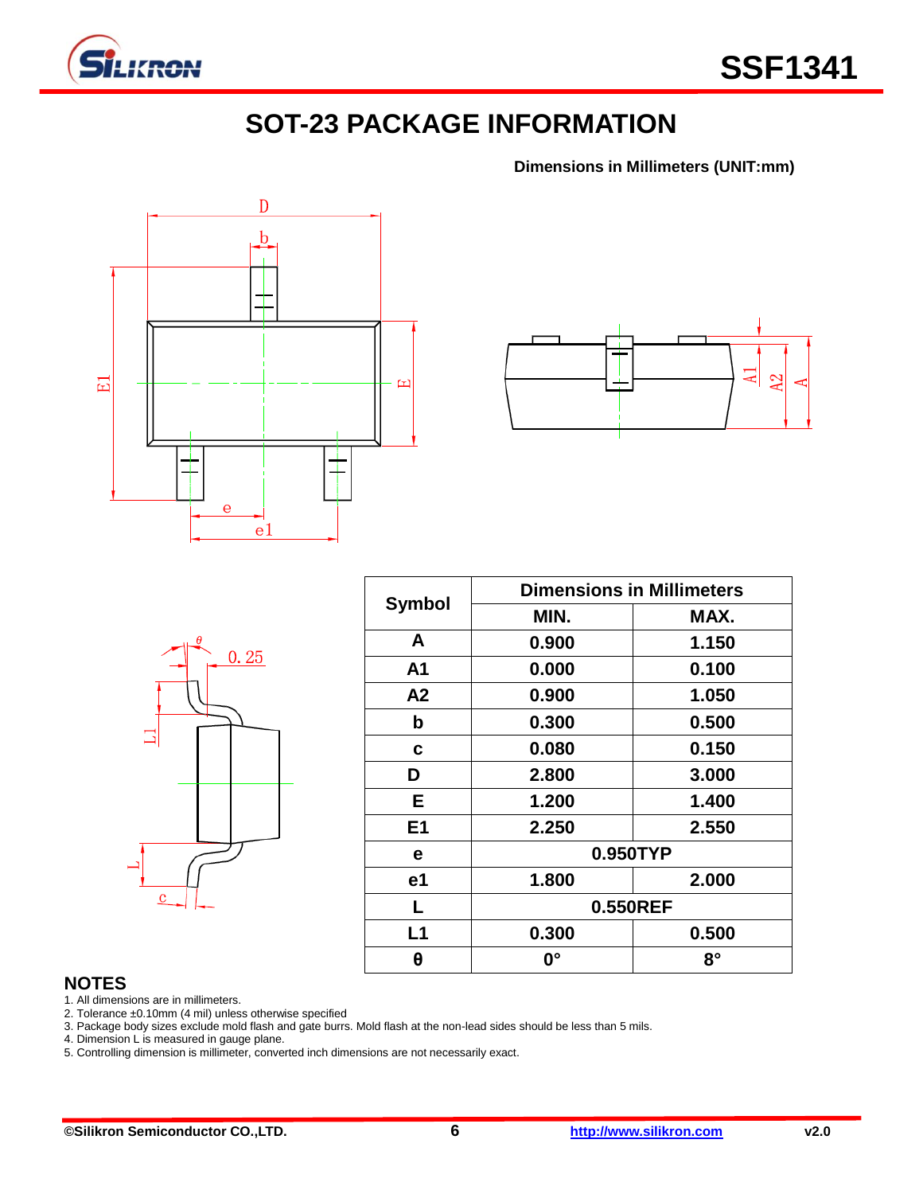# SOT-23 PACKAGE INFORMATION

**Dimensions in Millimeters (UNIT:mm)**

| Symbol | Dimensions in Millimeters | |
|---|---|---|
| | MIN. | MAX. |
| A | 0.900 | 1.150 |
| A1 | 0.000 | 0.100 |
| A2 | 0.900 | 1.050 |
| b | 0.300 | 0.500 |
| c | 0.080 | 0.150 |
| D | 2.800 | 3.000 |
| E | 1.200 | 1.400 |
| E1 | 2.250 | 2.550 |
| e | 0.950TYP | |
| e1 | 1.800 | 2.000 |
| L | 0.550REF | |
| L1 | 0.300 | 0.500 |
| θ | 0° | 8° |

## NOTES

1. All dimensions are in millimeters.
2. Tolerance ±0.10mm (4 mil) unless otherwise specified
3. Package body sizes exclude mold flash and gate burrs. Mold flash at the non-lead sides should be less than 5 mils.
4. Dimension L is measured in gauge plane.
5. Controlling dimension is millimeter, converted inch dimensions are not necessarily exact.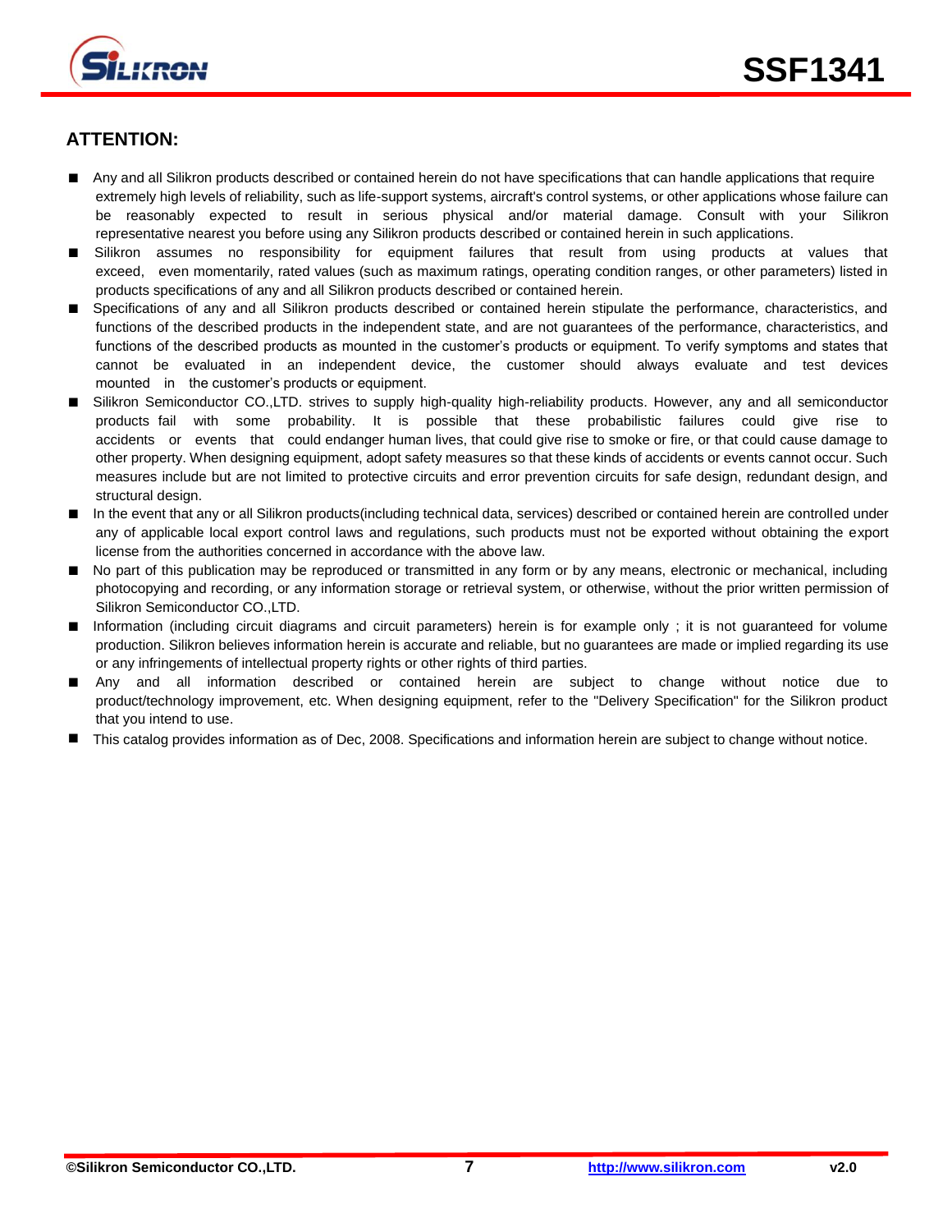## ATTENTION:

- Any and all Silikron products described or contained herein do not have specifications that can handle applications that require extremely high levels of reliability, such as life-support systems, aircraft's control systems, or other applications whose failure can be reasonably expected to result in serious physical and/or material damage. Consult with your Silikron representative nearest you before using any Silikron products described or contained herein in such applications.
- Silikron assumes no responsibility for equipment failures that result from using products at values that exceed, even momentarily, rated values (such as maximum ratings, operating condition ranges, or other parameters) listed in products specifications of any and all Silikron products described or contained herein.
- Specifications of any and all Silikron products described or contained herein stipulate the performance, characteristics, and functions of the described products in the independent state, and are not guarantees of the performance, characteristics, and functions of the described products as mounted in the customer's products or equipment. To verify symptoms and states that cannot be evaluated in an independent device, the customer should always evaluate and test devices mounted in the customer's products or equipment.
- Silikron Semiconductor CO.,LTD. strives to supply high-quality high-reliability products. However, any and all semiconductor products fail with some probability. It is possible that these probabilistic failures could give rise to accidents or events that could endanger human lives, that could give rise to smoke or fire, or that could cause damage to other property. When designing equipment, adopt safety measures so that these kinds of accidents or events cannot occur. Such measures include but are not limited to protective circuits and error prevention circuits for safe design, redundant design, and structural design.
- In the event that any or all Silikron products(including technical data, services) described or contained herein are controlled under any of applicable local export control laws and regulations, such products must not be exported without obtaining the export license from the authorities concerned in accordance with the above law.
- No part of this publication may be reproduced or transmitted in any form or by any means, electronic or mechanical, including photocopying and recording, or any information storage or retrieval system, or otherwise, without the prior written permission of Silikron Semiconductor CO.,LTD.
- Information (including circuit diagrams and circuit parameters) herein is for example only ; it is not guaranteed for volume production. Silikron believes information herein is accurate and reliable, but no guarantees are made or implied regarding its use or any infringements of intellectual property rights or other rights of third parties.
- Any and all information described or contained herein are subject to change without notice due to product/technology improvement, etc. When designing equipment, refer to the "Delivery Specification" for the Silikron product that you intend to use.
- This catalog provides information as of Dec, 2008. Specifications and information herein are subject to change without notice.